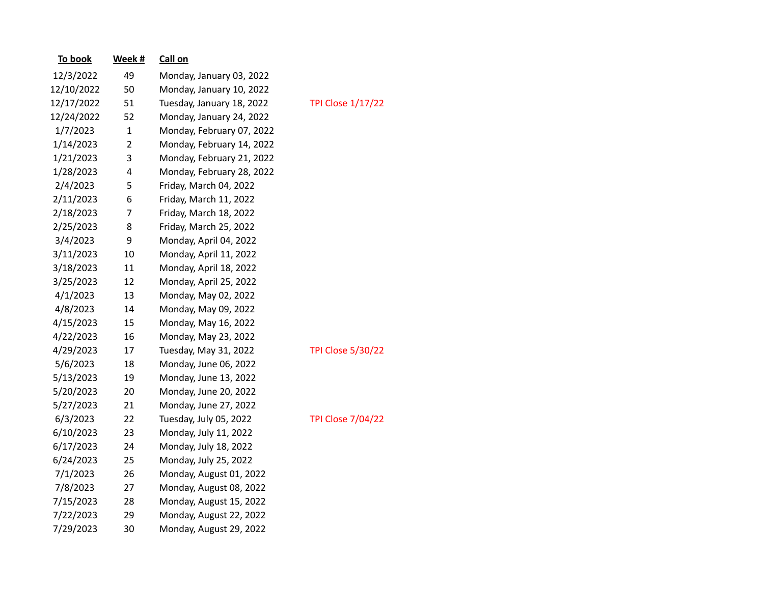| To book | Week # | Call on | |
|---|---|---|---|
| 12/3/2022 | 49 | Monday, January 03, 2022 | |
| 12/10/2022 | 50 | Monday, January 10, 2022 | |
| 12/17/2022 | 51 | Tuesday, January 18, 2022 | TPI Close 1/17/22 |
| 12/24/2022 | 52 | Monday, January 24, 2022 | |
| 1/7/2023 | 1 | Monday, February 07, 2022 | |
| 1/14/2023 | 2 | Monday, February 14, 2022 | |
| 1/21/2023 | 3 | Monday, February 21, 2022 | |
| 1/28/2023 | 4 | Monday, February 28, 2022 | |
| 2/4/2023 | 5 | Friday, March 04, 2022 | |
| 2/11/2023 | 6 | Friday, March 11, 2022 | |
| 2/18/2023 | 7 | Friday, March 18, 2022 | |
| 2/25/2023 | 8 | Friday, March 25, 2022 | |
| 3/4/2023 | 9 | Monday, April 04, 2022 | |
| 3/11/2023 | 10 | Monday, April 11, 2022 | |
| 3/18/2023 | 11 | Monday, April 18, 2022 | |
| 3/25/2023 | 12 | Monday, April 25, 2022 | |
| 4/1/2023 | 13 | Monday, May 02, 2022 | |
| 4/8/2023 | 14 | Monday, May 09, 2022 | |
| 4/15/2023 | 15 | Monday, May 16, 2022 | |
| 4/22/2023 | 16 | Monday, May 23, 2022 | |
| 4/29/2023 | 17 | Tuesday, May 31, 2022 | TPI Close 5/30/22 |
| 5/6/2023 | 18 | Monday, June 06, 2022 | |
| 5/13/2023 | 19 | Monday, June 13, 2022 | |
| 5/20/2023 | 20 | Monday, June 20, 2022 | |
| 5/27/2023 | 21 | Monday, June 27, 2022 | |
| 6/3/2023 | 22 | Tuesday, July 05, 2022 | TPI Close 7/04/22 |
| 6/10/2023 | 23 | Monday, July 11, 2022 | |
| 6/17/2023 | 24 | Monday, July 18, 2022 | |
| 6/24/2023 | 25 | Monday, July 25, 2022 | |
| 7/1/2023 | 26 | Monday, August 01, 2022 | |
| 7/8/2023 | 27 | Monday, August 08, 2022 | |
| 7/15/2023 | 28 | Monday, August 15, 2022 | |
| 7/22/2023 | 29 | Monday, August 22, 2022 | |
| 7/29/2023 | 30 | Monday, August 29, 2022 | |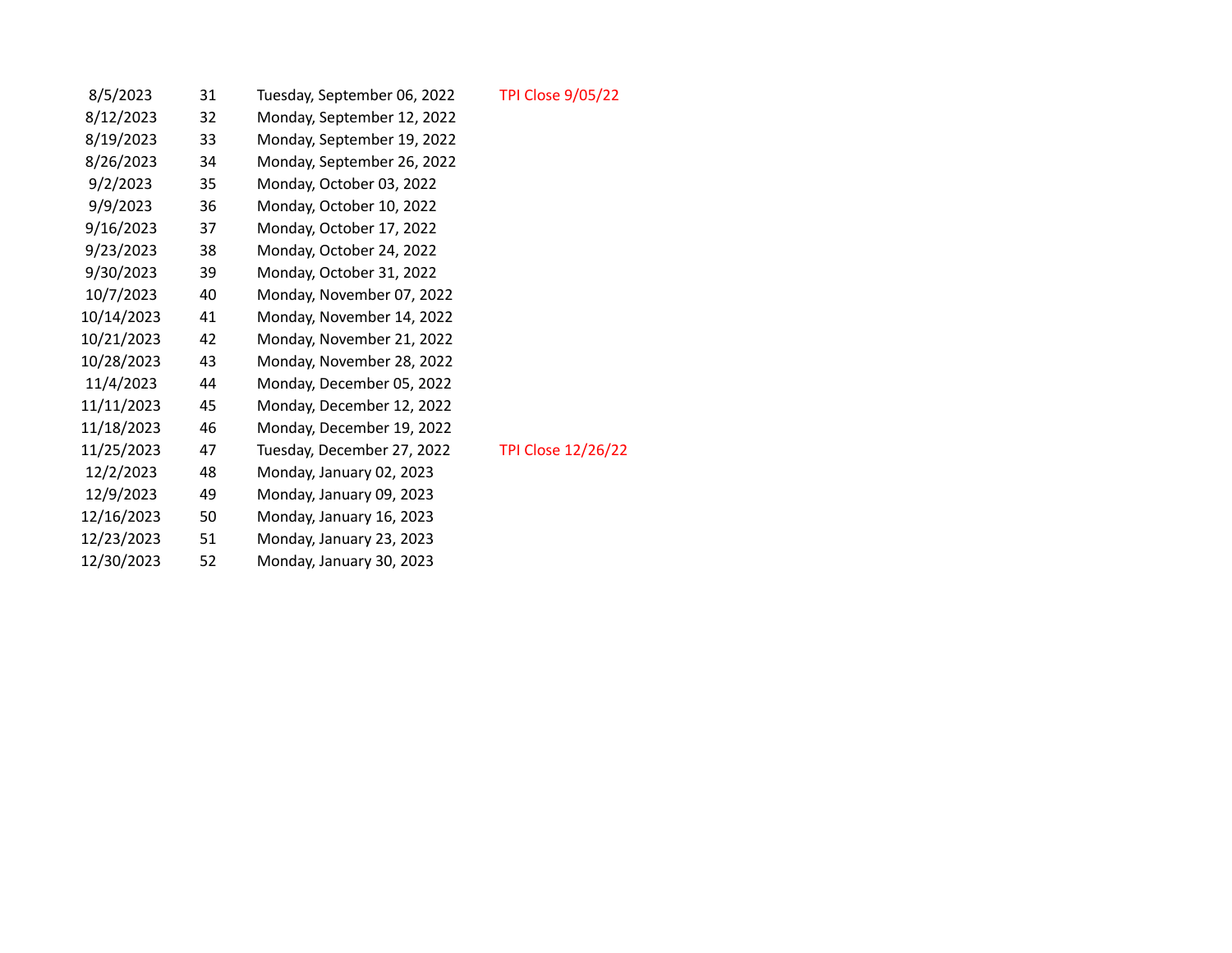| | | | |
|---|---|---|---|
| 8/5/2023 | 31 | Tuesday, September 06, 2022 | TPI Close 9/05/22 |
| 8/12/2023 | 32 | Monday, September 12, 2022 | |
| 8/19/2023 | 33 | Monday, September 19, 2022 | |
| 8/26/2023 | 34 | Monday, September 26, 2022 | |
| 9/2/2023 | 35 | Monday, October 03, 2022 | |
| 9/9/2023 | 36 | Monday, October 10, 2022 | |
| 9/16/2023 | 37 | Monday, October 17, 2022 | |
| 9/23/2023 | 38 | Monday, October 24, 2022 | |
| 9/30/2023 | 39 | Monday, October 31, 2022 | |
| 10/7/2023 | 40 | Monday, November 07, 2022 | |
| 10/14/2023 | 41 | Monday, November 14, 2022 | |
| 10/21/2023 | 42 | Monday, November 21, 2022 | |
| 10/28/2023 | 43 | Monday, November 28, 2022 | |
| 11/4/2023 | 44 | Monday, December 05, 2022 | |
| 11/11/2023 | 45 | Monday, December 12, 2022 | |
| 11/18/2023 | 46 | Monday, December 19, 2022 | |
| 11/25/2023 | 47 | Tuesday, December 27, 2022 | TPI Close 12/26/22 |
| 12/2/2023 | 48 | Monday, January 02, 2023 | |
| 12/9/2023 | 49 | Monday, January 09, 2023 | |
| 12/16/2023 | 50 | Monday, January 16, 2023 | |
| 12/23/2023 | 51 | Monday, January 23, 2023 | |
| 12/30/2023 | 52 | Monday, January 30, 2023 | |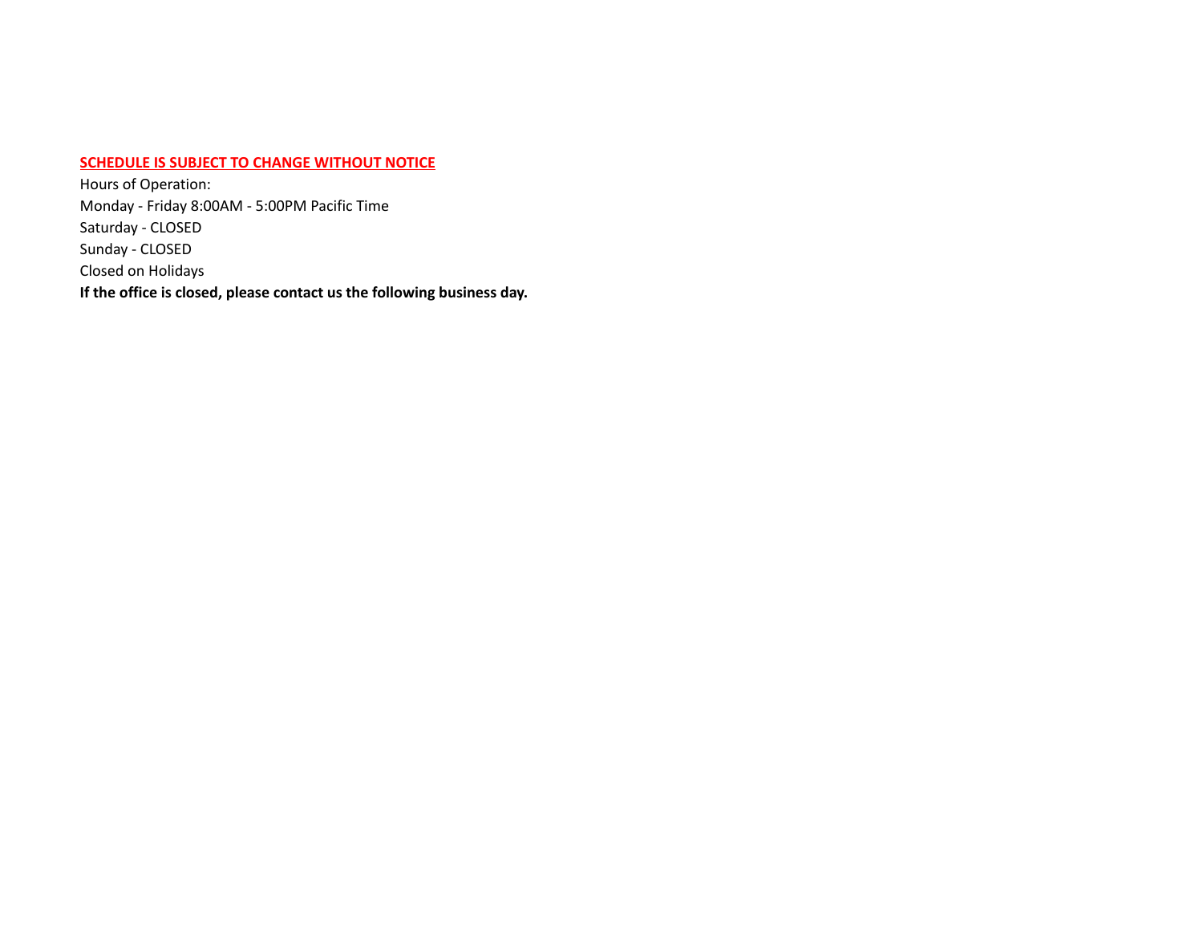**SCHEDULE IS SUBJECT TO CHANGE WITHOUT NOTICE**

Hours of Operation:

Monday - Friday 8:00AM - 5:00PM Pacific Time

Saturday - CLOSED

Sunday - CLOSED

Closed on Holidays

**If the office is closed, please contact us the following business day.**